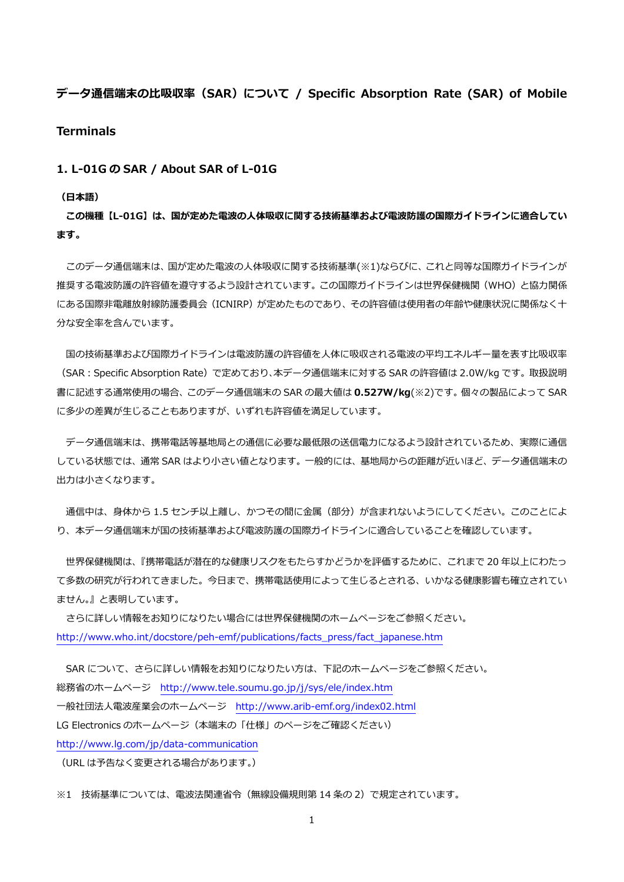# データ通信端末の比吸収率（SAR）について / Specific Absorption Rate (SAR) of Mobile Terminals

## 1. L-01G の SAR / About SAR of L-01G

**（日本語）**

**この機種【L-01G】は、国が定めた電波の人体吸収に関する技術基準および電波防護の国際ガイドラインに適合しています。**

このデータ通信端末は、国が定めた電波の人体吸収に関する技術基準(※1)ならびに、これと同等な国際ガイドラインが推奨する電波防護の許容値を遵守するよう設計されています。この国際ガイドラインは世界保健機関（WHO）と協力関係にある国際非電離放射線防護委員会（ICNIRP）が定めたものであり、その許容値は使用者の年齢や健康状況に関係なく十分な安全率を含んでいます。

国の技術基準および国際ガイドラインは電波防護の許容値を人体に吸収される電波の平均エネルギー量を表す比吸収率（SAR：Specific Absorption Rate）で定めており、本データ通信端末に対する SAR の許容値は 2.0W/kg です。取扱説明書に記述する通常使用の場合、このデータ通信端末の SAR の最大値は **0.527W/kg**(※2)です。個々の製品によって SAR に多少の差異が生じることもありますが、いずれも許容値を満足しています。

データ通信端末は、携帯電話等基地局との通信に必要な最低限の送信電力になるよう設計されているため、実際に通信している状態では、通常 SAR はより小さい値となります。一般的には、基地局からの距離が近いほど、データ通信端末の出力は小さくなります。

通信中は、身体から 1.5 センチ以上離し、かつその間に金属（部分）が含まれないようにしてください。このことにより、本データ通信端末が国の技術基準および電波防護の国際ガイドラインに適合していることを確認しています。

世界保健機関は、『携帯電話が潜在的な健康リスクをもたらすかどうかを評価するために、これまで 20 年以上にわたって多数の研究が行われてきました。今日まで、携帯電話使用によって生じるとされる、いかなる健康影響も確立されていません。』と表明しています。

さらに詳しい情報をお知りになりたい場合には世界保健機関のホームページをご参照ください。
http://www.who.int/docstore/peh-emf/publications/facts_press/fact_japanese.htm

SAR について、さらに詳しい情報をお知りになりたい方は、下記のホームページをご参照ください。
総務省のホームページ　http://www.tele.soumu.go.jp/j/sys/ele/index.htm
一般社団法人電波産業会のホームページ　http://www.arib-emf.org/index02.html
LG Electronics のホームページ（本端末の「仕様」のページをご確認ください）
http://www.lg.com/jp/data-communication
（URL は予告なく変更される場合があります。）

※1　技術基準については、電波法関連省令（無線設備規則第 14 条の 2）で規定されています。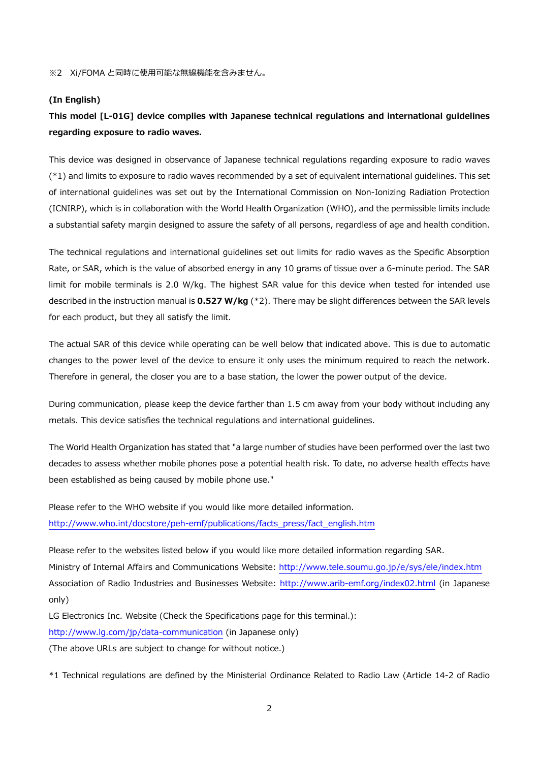※2　Xi/FOMA と同時に使用可能な無線機能を含みません。

**(In English)**

**This model [L-01G] device complies with Japanese technical regulations and international guidelines regarding exposure to radio waves.**

This device was designed in observance of Japanese technical regulations regarding exposure to radio waves (*1) and limits to exposure to radio waves recommended by a set of equivalent international guidelines. This set of international guidelines was set out by the International Commission on Non-Ionizing Radiation Protection (ICNIRP), which is in collaboration with the World Health Organization (WHO), and the permissible limits include a substantial safety margin designed to assure the safety of all persons, regardless of age and health condition.

The technical regulations and international guidelines set out limits for radio waves as the Specific Absorption Rate, or SAR, which is the value of absorbed energy in any 10 grams of tissue over a 6-minute period. The SAR limit for mobile terminals is 2.0 W/kg. The highest SAR value for this device when tested for intended use described in the instruction manual is **0.527 W/kg** (*2). There may be slight differences between the SAR levels for each product, but they all satisfy the limit.

The actual SAR of this device while operating can be well below that indicated above. This is due to automatic changes to the power level of the device to ensure it only uses the minimum required to reach the network. Therefore in general, the closer you are to a base station, the lower the power output of the device.

During communication, please keep the device farther than 1.5 cm away from your body without including any metals. This device satisfies the technical regulations and international guidelines.

The World Health Organization has stated that "a large number of studies have been performed over the last two decades to assess whether mobile phones pose a potential health risk. To date, no adverse health effects have been established as being caused by mobile phone use."

Please refer to the WHO website if you would like more detailed information.
http://www.who.int/docstore/peh-emf/publications/facts_press/fact_english.htm

Please refer to the websites listed below if you would like more detailed information regarding SAR.
Ministry of Internal Affairs and Communications Website: http://www.tele.soumu.go.jp/e/sys/ele/index.htm
Association of Radio Industries and Businesses Website: http://www.arib-emf.org/index02.html (in Japanese only)
LG Electronics Inc. Website (Check the Specifications page for this terminal.):
http://www.lg.com/jp/data-communication (in Japanese only)
(The above URLs are subject to change for without notice.)

*1 Technical regulations are defined by the Ministerial Ordinance Related to Radio Law (Article 14-2 of Radio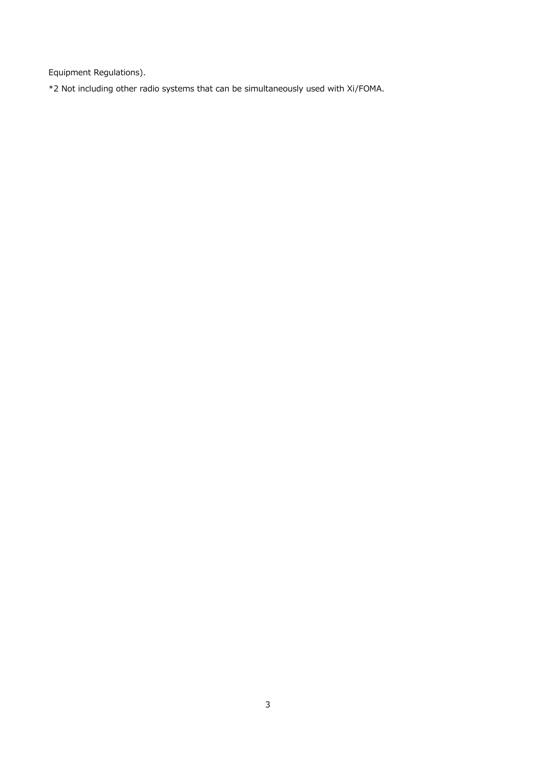Equipment Regulations).

*2 Not including other radio systems that can be simultaneously used with Xi/FOMA.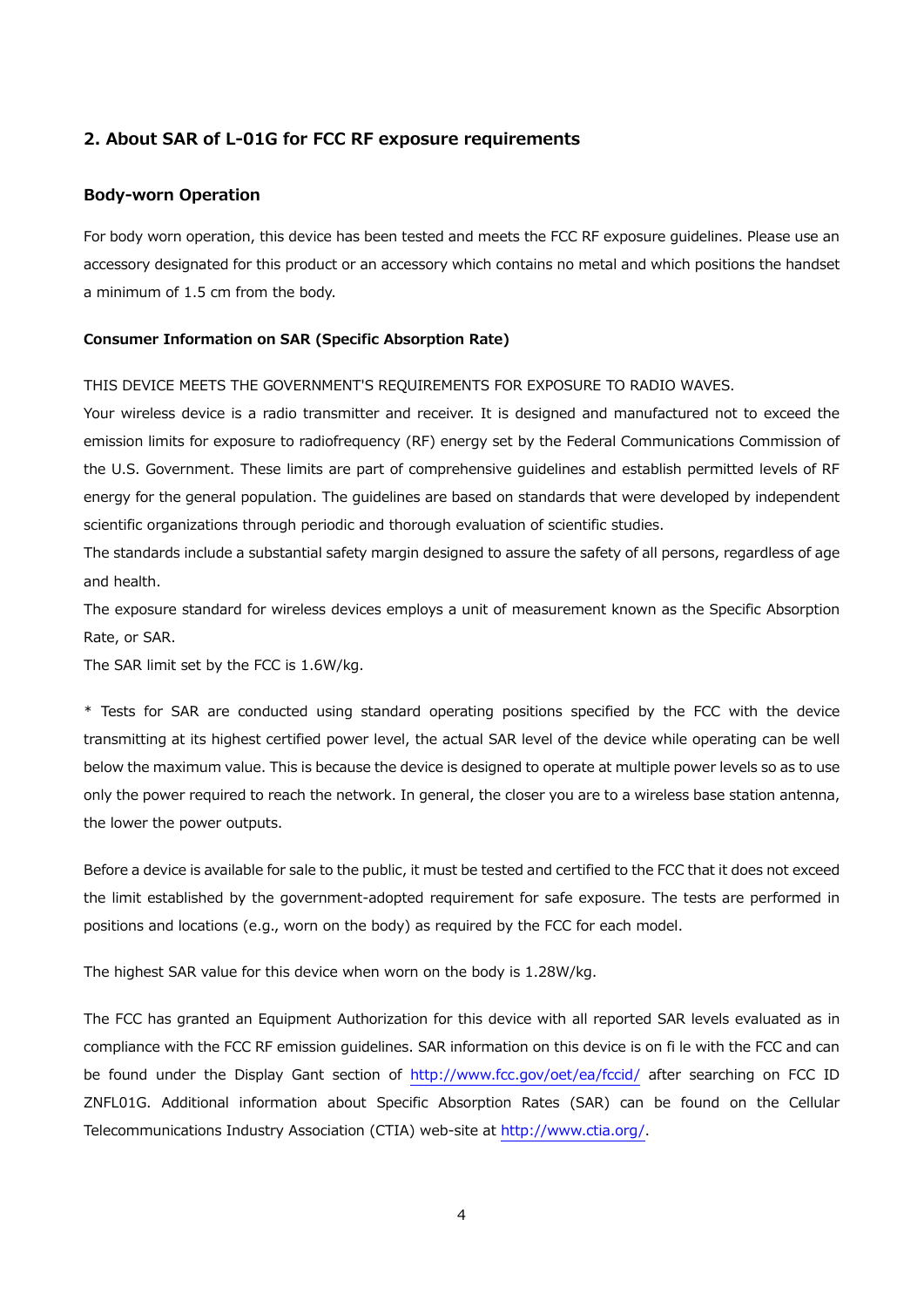## 2. About SAR of L-01G for FCC RF exposure requirements

### Body-worn Operation

For body worn operation, this device has been tested and meets the FCC RF exposure guidelines. Please use an accessory designated for this product or an accessory which contains no metal and which positions the handset a minimum of 1.5 cm from the body.

#### Consumer Information on SAR (Specific Absorption Rate)

THIS DEVICE MEETS THE GOVERNMENT'S REQUIREMENTS FOR EXPOSURE TO RADIO WAVES.
Your wireless device is a radio transmitter and receiver. It is designed and manufactured not to exceed the emission limits for exposure to radiofrequency (RF) energy set by the Federal Communications Commission of the U.S. Government. These limits are part of comprehensive guidelines and establish permitted levels of RF energy for the general population. The guidelines are based on standards that were developed by independent scientific organizations through periodic and thorough evaluation of scientific studies.
The standards include a substantial safety margin designed to assure the safety of all persons, regardless of age and health.
The exposure standard for wireless devices employs a unit of measurement known as the Specific Absorption Rate, or SAR.
The SAR limit set by the FCC is 1.6W/kg.

* Tests for SAR are conducted using standard operating positions specified by the FCC with the device transmitting at its highest certified power level, the actual SAR level of the device while operating can be well below the maximum value. This is because the device is designed to operate at multiple power levels so as to use only the power required to reach the network. In general, the closer you are to a wireless base station antenna, the lower the power outputs.

Before a device is available for sale to the public, it must be tested and certified to the FCC that it does not exceed the limit established by the government-adopted requirement for safe exposure. The tests are performed in positions and locations (e.g., worn on the body) as required by the FCC for each model.

The highest SAR value for this device when worn on the body is 1.28W/kg.

The FCC has granted an Equipment Authorization for this device with all reported SAR levels evaluated as in compliance with the FCC RF emission guidelines. SAR information on this device is on fi le with the FCC and can be found under the Display Gant section of http://www.fcc.gov/oet/ea/fccid/ after searching on FCC ID ZNFL01G. Additional information about Specific Absorption Rates (SAR) can be found on the Cellular Telecommunications Industry Association (CTIA) web-site at http://www.ctia.org/.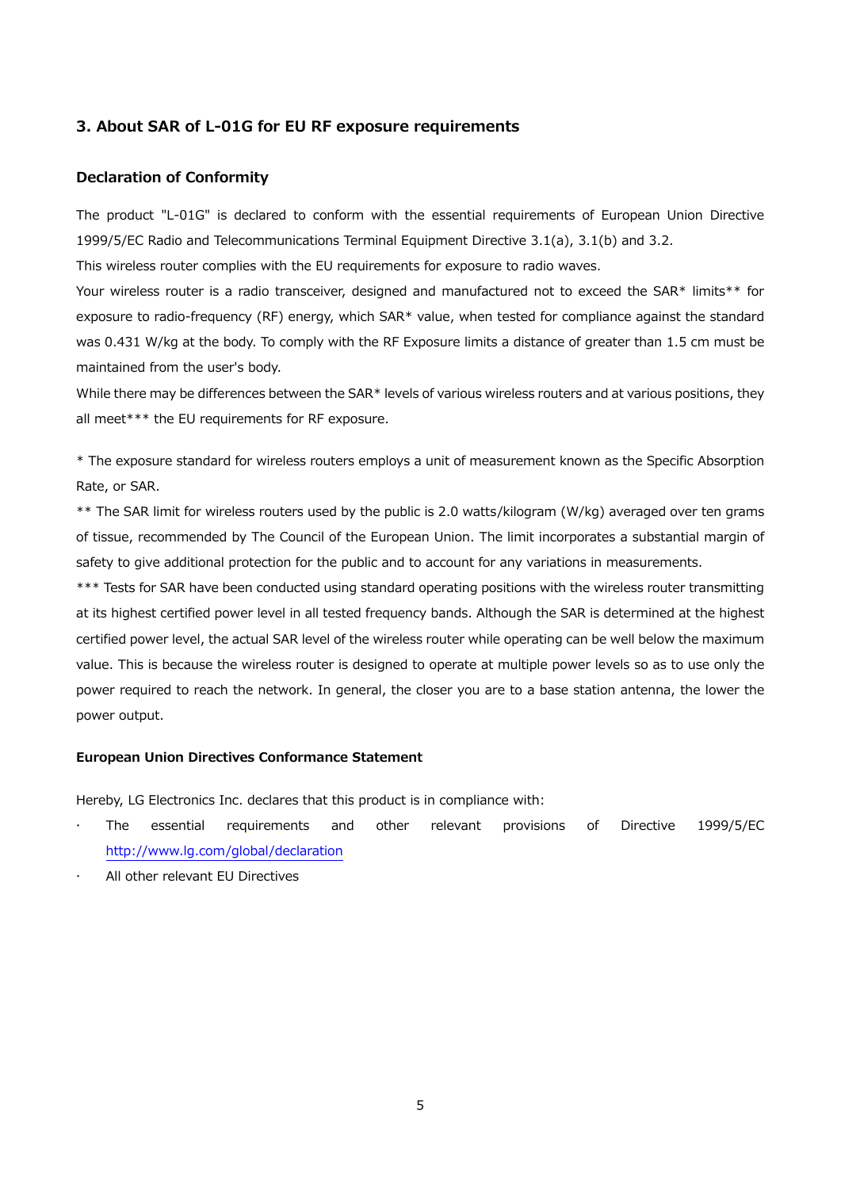## 3. About SAR of L-01G for EU RF exposure requirements

### Declaration of Conformity

The product "L-01G" is declared to conform with the essential requirements of European Union Directive 1999/5/EC Radio and Telecommunications Terminal Equipment Directive 3.1(a), 3.1(b) and 3.2.

This wireless router complies with the EU requirements for exposure to radio waves.

Your wireless router is a radio transceiver, designed and manufactured not to exceed the SAR* limits** for exposure to radio-frequency (RF) energy, which SAR* value, when tested for compliance against the standard was 0.431 W/kg at the body. To comply with the RF Exposure limits a distance of greater than 1.5 cm must be maintained from the user's body.

While there may be differences between the SAR* levels of various wireless routers and at various positions, they all meet*** the EU requirements for RF exposure.

* The exposure standard for wireless routers employs a unit of measurement known as the Specific Absorption Rate, or SAR.

** The SAR limit for wireless routers used by the public is 2.0 watts/kilogram (W/kg) averaged over ten grams of tissue, recommended by The Council of the European Union. The limit incorporates a substantial margin of safety to give additional protection for the public and to account for any variations in measurements.

*** Tests for SAR have been conducted using standard operating positions with the wireless router transmitting at its highest certified power level in all tested frequency bands. Although the SAR is determined at the highest certified power level, the actual SAR level of the wireless router while operating can be well below the maximum value. This is because the wireless router is designed to operate at multiple power levels so as to use only the power required to reach the network. In general, the closer you are to a base station antenna, the lower the power output.

#### European Union Directives Conformance Statement

Hereby, LG Electronics Inc. declares that this product is in compliance with:

- The essential requirements and other relevant provisions of Directive 1999/5/EC http://www.lg.com/global/declaration
- All other relevant EU Directives